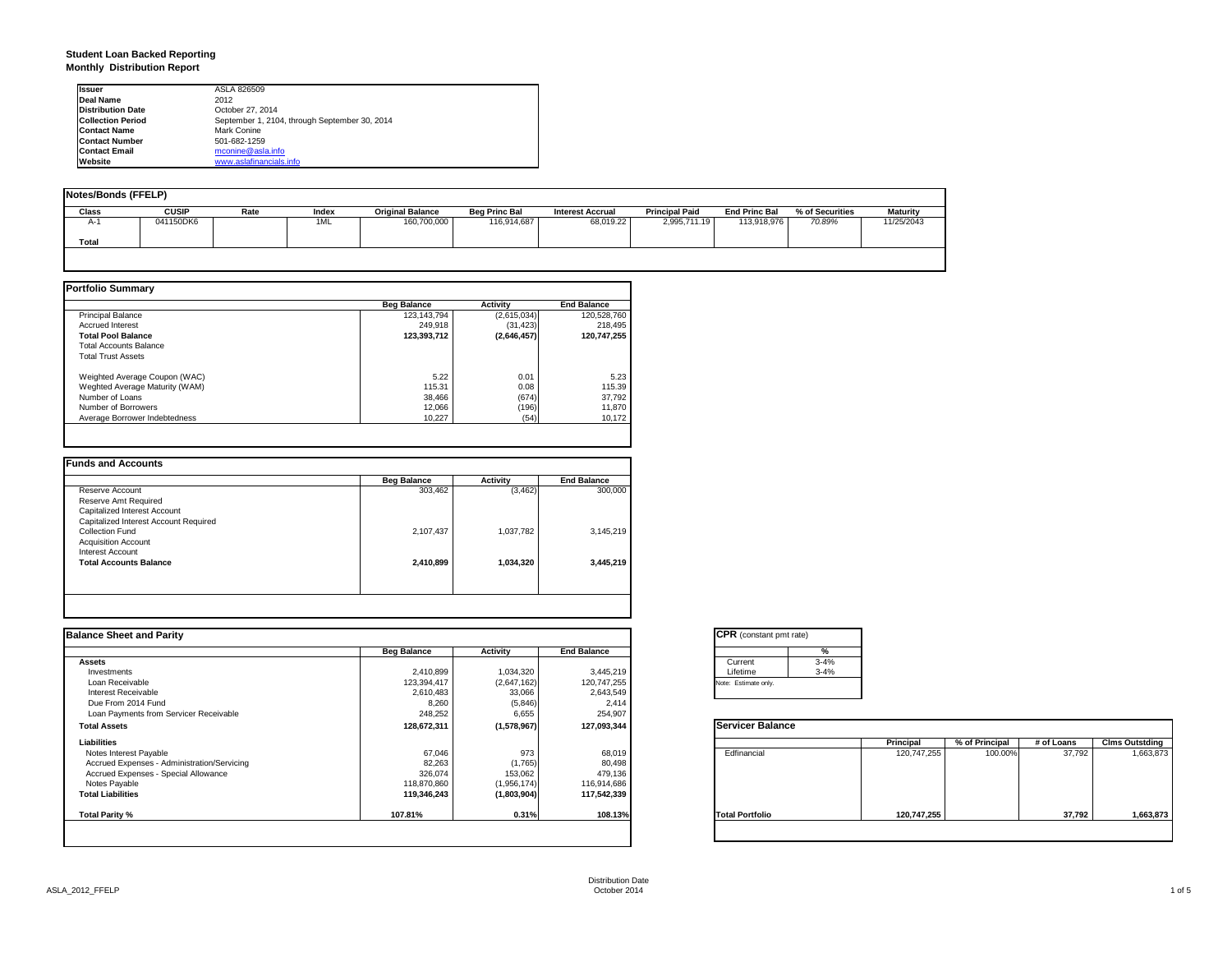# Student Loan Backed Reporting
## Monthly Distribution Report

| | |
|---|---|
| **Issuer** | ASLA 826509 |
| **Deal Name** | 2012 |
| **Distribution Date** | October 27, 2014 |
| **Collection Period** | September 1, 2104, through September 30, 2014 |
| **Contact Name** | Mark Conine |
| **Contact Number** | 501-682-1259 |
| **Contact Email** | mconine@asla.info |
| **Website** | www.aslafinancials.info |

### Notes/Bonds (FFELP)

| Class | CUSIP | Rate | Index | Original Balance | Beg Princ Bal | Interest Accrual | Principal Paid | End Princ Bal | % of Securities | Maturity |
|---|---|---|---|---|---|---|---|---|---|---|
| A-1 | 041150DK6 | | 1ML | 160,700,000 | 116,914,687 | 68,019.22 | 2,995,711.19 | 113,918,976 | 70.89% | 11/25/2043 |
| **Total** | | | | | | | | | | |

### Portfolio Summary

| | Beg Balance | Activity | End Balance |
|---|---|---|---|
| Principal Balance | 123,143,794 | (2,615,034) | 120,528,760 |
| Accrued Interest | 249,918 | (31,423) | 218,495 |
| **Total Pool Balance** | **123,393,712** | **(2,646,457)** | **120,747,255** |
| Total Accounts Balance | | | |
| Total Trust Assets | | | |
| Weighted Average Coupon (WAC) | 5.22 | 0.01 | 5.23 |
| Weghted Average Maturity (WAM) | 115.31 | 0.08 | 115.39 |
| Number of Loans | 38,466 | (674) | 37,792 |
| Number of Borrowers | 12,066 | (196) | 11,870 |
| Average Borrower Indebtedness | 10,227 | (54) | 10,172 |

### Funds and Accounts

| | Beg Balance | Activity | End Balance |
|---|---|---|---|
| Reserve Account | 303,462 | (3,462) | 300,000 |
| Reserve Amt Required | | | |
| Capitalized Interest Account | | | |
| Capitalized Interest Account Required | | | |
| Collection Fund | 2,107,437 | 1,037,782 | 3,145,219 |
| Acquisition Account | | | |
| Interest Account | | | |
| **Total Accounts Balance** | **2,410,899** | **1,034,320** | **3,445,219** |

### Balance Sheet and Parity

| | Beg Balance | Activity | End Balance |
|---|---|---|---|
| **Assets** | | | |
| Investments | 2,410,899 | 1,034,320 | 3,445,219 |
| Loan Receivable | 123,394,417 | (2,647,162) | 120,747,255 |
| Interest Receivable | 2,610,483 | 33,066 | 2,643,549 |
| Due From 2014 Fund | 8,260 | (5,846) | 2,414 |
| Loan Payments from Servicer Receivable | 248,252 | 6,655 | 254,907 |
| **Total Assets** | **128,672,311** | **(1,578,967)** | **127,093,344** |
| **Liabilities** | | | |
| Notes Interest Payable | 67,046 | 973 | 68,019 |
| Accrued Expenses - Administration/Servicing | 82,263 | (1,765) | 80,498 |
| Accrued Expenses - Special Allowance | 326,074 | 153,062 | 479,136 |
| Notes Payable | 118,870,860 | (1,956,174) | 116,914,686 |
| **Total Liabilities** | **119,346,243** | **(1,803,904)** | **117,542,339** |
| **Total Parity %** | **107.81%** | **0.31%** | **108.13%** |

### CPR (constant pmt rate)

| | % |
|---|---|
| Current | 3-4% |
| Lifetime | 3-4% |

Note: Estimate only.

### Servicer Balance

| | Principal | % of Principal | # of Loans | Clms Outstding |
|---|---|---|---|---|
| Edfinancial | 120,747,255 | 100.00% | 37,792 | 1,663,873 |
| **Total Portfolio** | **120,747,255** | | **37,792** | **1,663,873** |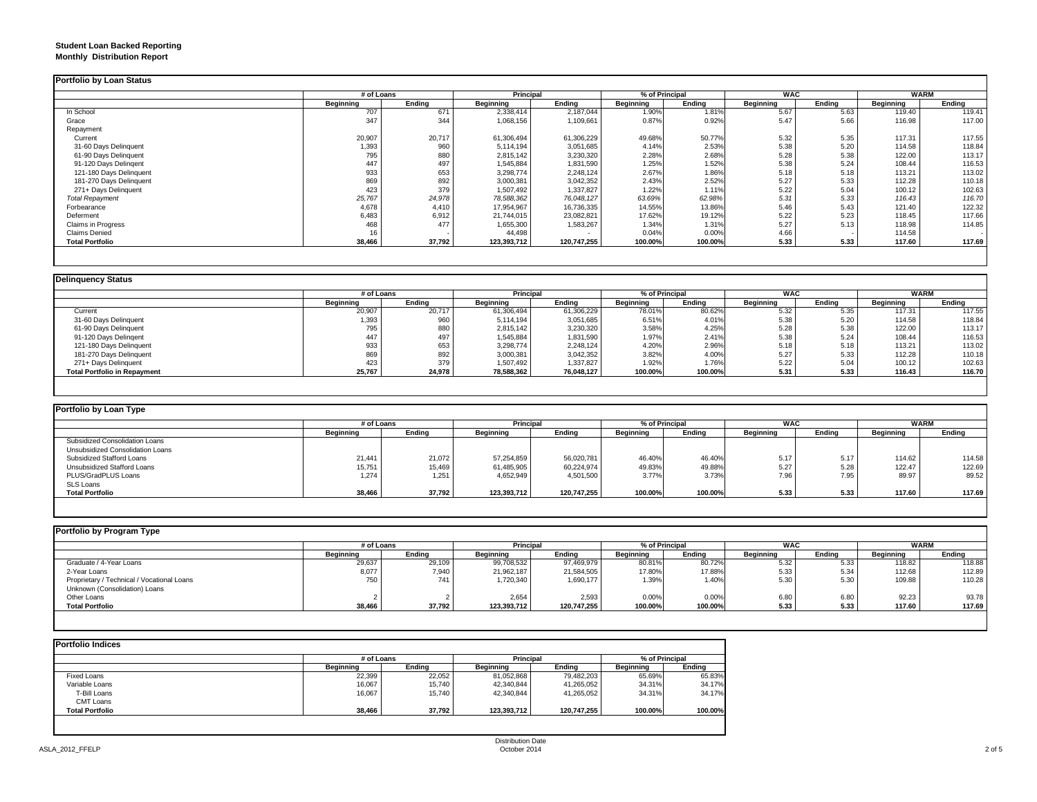**Student Loan Backed Reporting**
**Monthly Distribution Report**

**Portfolio by Loan Status**

| | # of Loans | | Principal | | % of Principal | | WAC | | WARM | |
|---|---|---|---|---|---|---|---|---|---|---|
| | Beginning | Ending | Beginning | Ending | Beginning | Ending | Beginning | Ending | Beginning | Ending |
| In School | 707 | 671 | 2,338,414 | 2,187,044 | 1.90% | 1.81% | 5.67 | 5.63 | 119.40 | 119.41 |
| Grace | 347 | 344 | 1,068,156 | 1,109,661 | 0.87% | 0.92% | 5.47 | 5.66 | 116.98 | 117.00 |
| Repayment | | | | | | | | | | |
| Current | 20,907 | 20,717 | 61,306,494 | 61,306,229 | 49.68% | 50.77% | 5.32 | 5.35 | 117.31 | 117.55 |
| 31-60 Days Delinquent | 1,393 | 960 | 5,114,194 | 3,051,685 | 4.14% | 2.53% | 5.38 | 5.20 | 114.58 | 118.84 |
| 61-90 Days Delinquent | 795 | 880 | 2,815,142 | 3,230,320 | 2.28% | 2.68% | 5.28 | 5.38 | 122.00 | 113.17 |
| 91-120 Days Delingent | 447 | 497 | 1,545,884 | 1,831,590 | 1.25% | 1.52% | 5.38 | 5.24 | 108.44 | 116.53 |
| 121-180 Days Delinquent | 933 | 653 | 3,298,774 | 2,248,124 | 2.67% | 1.86% | 5.18 | 5.18 | 113.21 | 113.02 |
| 181-270 Days Delinquent | 869 | 892 | 3,000,381 | 3,042,352 | 2.43% | 2.52% | 5.27 | 5.33 | 112.28 | 110.18 |
| 271+ Days Delinquent | 423 | 379 | 1,507,492 | 1,337,827 | 1.22% | 1.11% | 5.22 | 5.04 | 100.12 | 102.63 |
| *Total Repayment* | *25,767* | *24,978* | *78,588,362* | *76,048,127* | *63.69%* | *62.98%* | *5.31* | *5.33* | *116.43* | *116.70* |
| Forbearance | 4,678 | 4,410 | 17,954,967 | 16,736,335 | 14.55% | 13.86% | 5.46 | 5.43 | 121.40 | 122.32 |
| Deferment | 6,483 | 6,912 | 21,744,015 | 23,082,821 | 17.62% | 19.12% | 5.22 | 5.23 | 118.45 | 117.66 |
| Claims in Progress | 468 | 477 | 1,655,300 | 1,583,267 | 1.34% | 1.31% | 5.27 | 5.13 | 118.98 | 114.85 |
| Claims Denied | 16 | - | 44,498 | - | 0.04% | 0.00% | 4.66 | - | 114.58 | - |
| **Total Portfolio** | **38,466** | **37,792** | **123,393,712** | **120,747,255** | **100.00%** | **100.00%** | **5.33** | **5.33** | **117.60** | **117.69** |

**Delinquency Status**

| | # of Loans | | Principal | | % of Principal | | WAC | | WARM | |
|---|---|---|---|---|---|---|---|---|---|---|
| | Beginning | Ending | Beginning | Ending | Beginning | Ending | Beginning | Ending | Beginning | Ending |
| Current | 20,907 | 20,717 | 61,306,494 | 61,306,229 | 78.01% | 80.62% | 5.32 | 5.35 | 117.31 | 117.55 |
| 31-60 Days Delinquent | 1,393 | 960 | 5,114,194 | 3,051,685 | 6.51% | 4.01% | 5.38 | 5.20 | 114.58 | 118.84 |
| 61-90 Days Delinquent | 795 | 880 | 2,815,142 | 3,230,320 | 3.58% | 4.25% | 5.28 | 5.38 | 122.00 | 113.17 |
| 91-120 Days Delingent | 447 | 497 | 1,545,884 | 1,831,590 | 1.97% | 2.41% | 5.38 | 5.24 | 108.44 | 116.53 |
| 121-180 Days Delinquent | 933 | 653 | 3,298,774 | 2,248,124 | 4.20% | 2.96% | 5.18 | 5.18 | 113.21 | 113.02 |
| 181-270 Days Delinquent | 869 | 892 | 3,000,381 | 3,042,352 | 3.82% | 4.00% | 5.27 | 5.33 | 112.28 | 110.18 |
| 271+ Days Delinquent | 423 | 379 | 1,507,492 | 1,337,827 | 1.92% | 1.76% | 5.22 | 5.04 | 100.12 | 102.63 |
| **Total Portfolio in Repayment** | **25,767** | **24,978** | **78,588,362** | **76,048,127** | **100.00%** | **100.00%** | **5.31** | **5.33** | **116.43** | **116.70** |

**Portfolio by Loan Type**

| | # of Loans | | Principal | | % of Principal | | WAC | | WARM | |
|---|---|---|---|---|---|---|---|---|---|---|
| | Beginning | Ending | Beginning | Ending | Beginning | Ending | Beginning | Ending | Beginning | Ending |
| Subsidized Consolidation Loans | | | | | | | | | | |
| Unsubsidized Consolidation Loans | | | | | | | | | | |
| Subsidized Stafford Loans | 21,441 | 21,072 | 57,254,859 | 56,020,781 | 46.40% | 46.40% | 5.17 | 5.17 | 114.62 | 114.58 |
| Unsubsidized Stafford Loans | 15,751 | 15,469 | 61,485,905 | 60,224,974 | 49.83% | 49.88% | 5.27 | 5.28 | 122.47 | 122.69 |
| PLUS/GradPLUS Loans | 1,274 | 1,251 | 4,652,949 | 4,501,500 | 3.77% | 3.73% | 7.96 | 7.95 | 89.97 | 89.52 |
| SLS Loans | | | | | | | | | | |
| **Total Portfolio** | **38,466** | **37,792** | **123,393,712** | **120,747,255** | **100.00%** | **100.00%** | **5.33** | **5.33** | **117.60** | **117.69** |

**Portfolio by Program Type**

| | # of Loans | | Principal | | % of Principal | | WAC | | WARM | |
|---|---|---|---|---|---|---|---|---|---|---|
| | Beginning | Ending | Beginning | Ending | Beginning | Ending | Beginning | Ending | Beginning | Ending |
| Graduate / 4-Year Loans | 29,637 | 29,109 | 99,708,532 | 97,469,979 | 80.81% | 80.72% | 5.32 | 5.33 | 118.82 | 118.88 |
| 2-Year Loans | 8,077 | 7,940 | 21,962,187 | 21,584,505 | 17.80% | 17.88% | 5.33 | 5.34 | 112.68 | 112.89 |
| Proprietary / Technical / Vocational Loans | 750 | 741 | 1,720,340 | 1,690,177 | 1.39% | 1.40% | 5.30 | 5.30 | 109.88 | 110.28 |
| Unknown (Consolidation) Loans | | | | | | | | | | |
| Other Loans | 2 | 2 | 2,654 | 2,593 | 0.00% | 0.00% | 6.80 | 6.80 | 92.23 | 93.78 |
| **Total Portfolio** | **38,466** | **37,792** | **123,393,712** | **120,747,255** | **100.00%** | **100.00%** | **5.33** | **5.33** | **117.60** | **117.69** |

**Portfolio Indices**

| | # of Loans | | Principal | | % of Principal | |
|---|---|---|---|---|---|---|
| | Beginning | Ending | Beginning | Ending | Beginning | Ending |
| Fixed Loans | 22,399 | 22,052 | 81,052,868 | 79,482,203 | 65.69% | 65.83% |
| Variable Loans | 16,067 | 15,740 | 42,340,844 | 41,265,052 | 34.31% | 34.17% |
| T-Bill Loans | 16,067 | 15,740 | 42,340,844 | 41,265,052 | 34.31% | 34.17% |
| CMT Loans | | | | | | |
| **Total Portfolio** | **38,466** | **37,792** | **123,393,712** | **120,747,255** | **100.00%** | **100.00%** |

Distribution Date
October 2014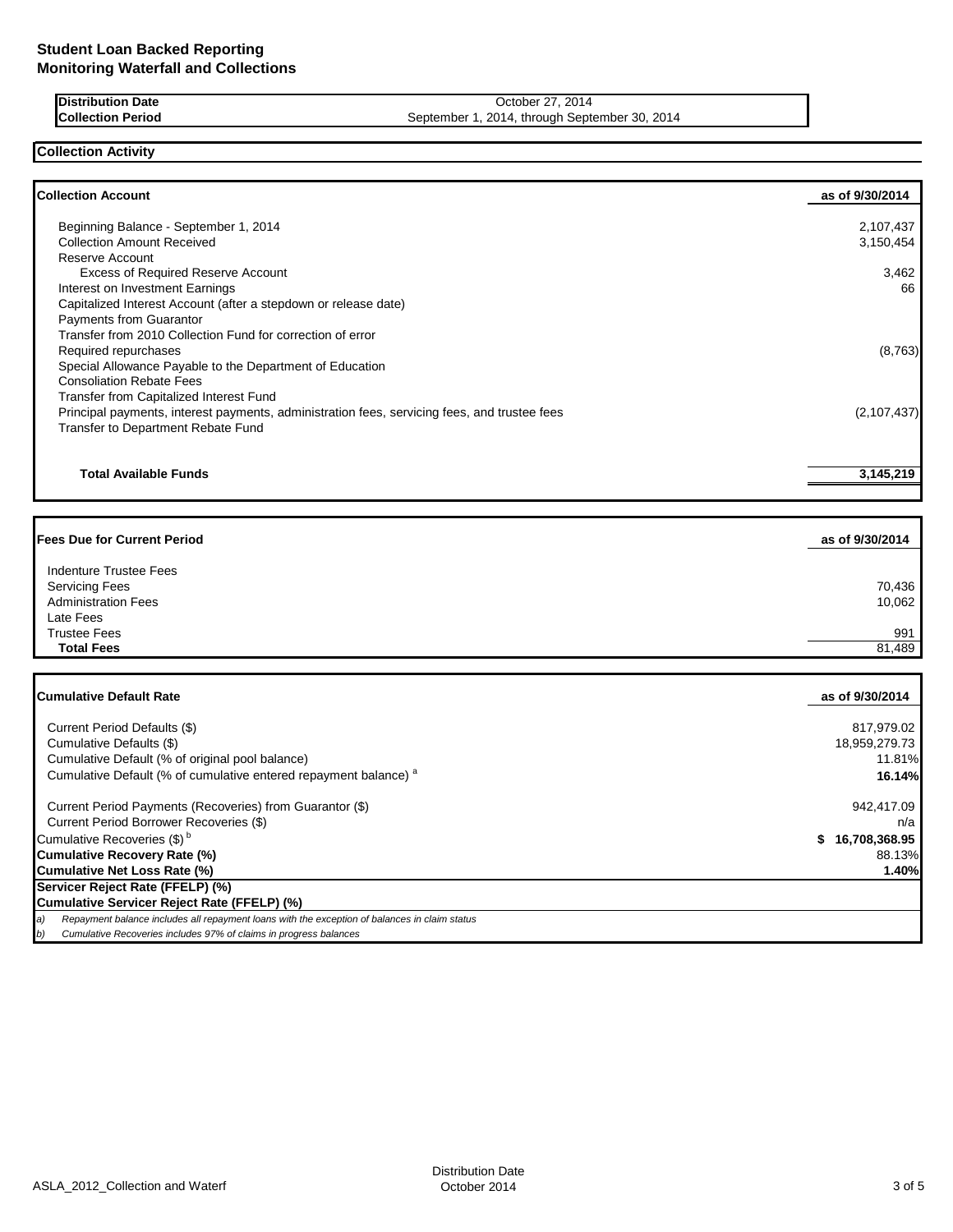## Student Loan Backed Reporting
## Monitoring Waterfall and Collections

| | |
|---|---|
| **Distribution Date** | October 27, 2014 |
| **Collection Period** | September 1, 2014, through September 30, 2014 |

### Collection Activity

| **Collection Account** | **as of 9/30/2014** |
|---|---|
| Beginning Balance - September 1, 2014 | 2,107,437 |
| Collection Amount Received | 3,150,454 |
| Reserve Account | |
| Excess of Required Reserve Account | 3,462 |
| Interest on Investment Earnings | 66 |
| Capitalized Interest Account (after a stepdown or release date) | |
| Payments from Guarantor | |
| Transfer from 2010 Collection Fund for correction of error | |
| Required repurchases | (8,763) |
| Special Allowance Payable to the Department of Education | |
| Consoliation Rebate Fees | |
| Transfer from Capitalized Interest Fund | |
| Principal payments, interest payments, administration fees, servicing fees, and trustee fees | (2,107,437) |
| Transfer to Department Rebate Fund | |
| **Total Available Funds** | **3,145,219** |

| **Fees Due for Current Period** | **as of 9/30/2014** |
|---|---|
| Indenture Trustee Fees | |
| Servicing Fees | 70,436 |
| Administration Fees | 10,062 |
| Late Fees | |
| Trustee Fees | 991 |
| **Total Fees** | 81,489 |

| **Cumulative Default Rate** | **as of 9/30/2014** |
|---|---|
| Current Period Defaults ($) | 817,979.02 |
| Cumulative Defaults ($) | 18,959,279.73 |
| Cumulative Default (% of original pool balance) | 11.81% |
| Cumulative Default (% of cumulative entered repayment balance) [a] | **16.14%** |
| Current Period Payments (Recoveries) from Guarantor ($) | 942,417.09 |
| Current Period Borrower Recoveries ($) | n/a |
| Cumulative Recoveries ($) [b] | **$ 16,708,368.95** |
| **Cumulative Recovery Rate (%)** | 88.13% |
| **Cumulative Net Loss Rate (%)** | **1.40%** |
| **Servicer Reject Rate (FFELP) (%)** | |
| **Cumulative Servicer Reject Rate (FFELP) (%)** | |

*a) Repayment balance includes all repayment loans with the exception of balances in claim status*

*b) Cumulative Recoveries includes 97% of claims in progress balances*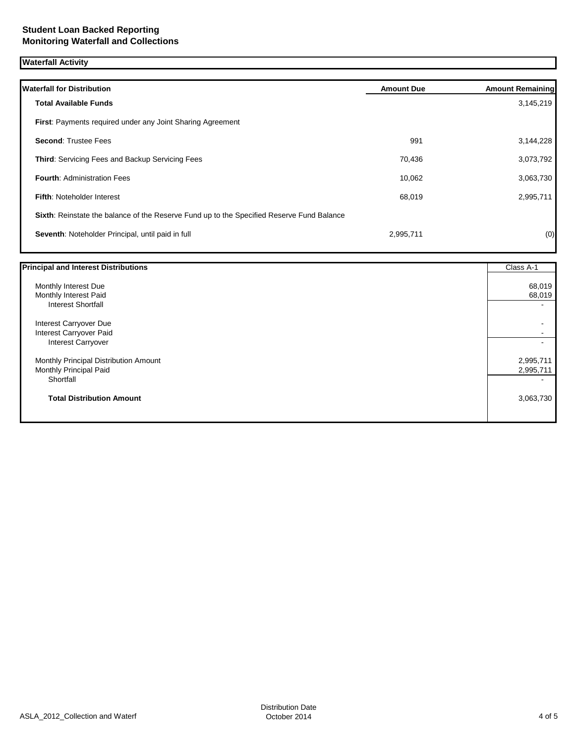# Student Loan Backed Reporting
## Monitoring Waterfall and Collections

### Waterfall Activity

| Waterfall for Distribution | Amount Due | Amount Remaining |
|---|---|---|
| **Total Available Funds** | | 3,145,219 |
| **First**: Payments required under any Joint Sharing Agreement | | |
| **Second**: Trustee Fees | 991 | 3,144,228 |
| **Third**: Servicing Fees and Backup Servicing Fees | 70,436 | 3,073,792 |
| **Fourth**: Administration Fees | 10,062 | 3,063,730 |
| **Fifth**: Noteholder Interest | 68,019 | 2,995,711 |
| **Sixth**: Reinstate the balance of the Reserve Fund up to the Specified Reserve Fund Balance | | |
| **Seventh**: Noteholder Principal, until paid in full | 2,995,711 | (0) |

| Principal and Interest Distributions | Class A-1 |
|---|---|
| Monthly Interest Due | 68,019 |
| Monthly Interest Paid | 68,019 |
| Interest Shortfall | - |
| Interest Carryover Due | - |
| Interest Carryover Paid | - |
| Interest Carryover | - |
| Monthly Principal Distribution Amount | 2,995,711 |
| Monthly Principal Paid | 2,995,711 |
| Shortfall | - |
| **Total Distribution Amount** | 3,063,730 |

ASLA_2012_Collection and Waterf

Distribution Date
October 2014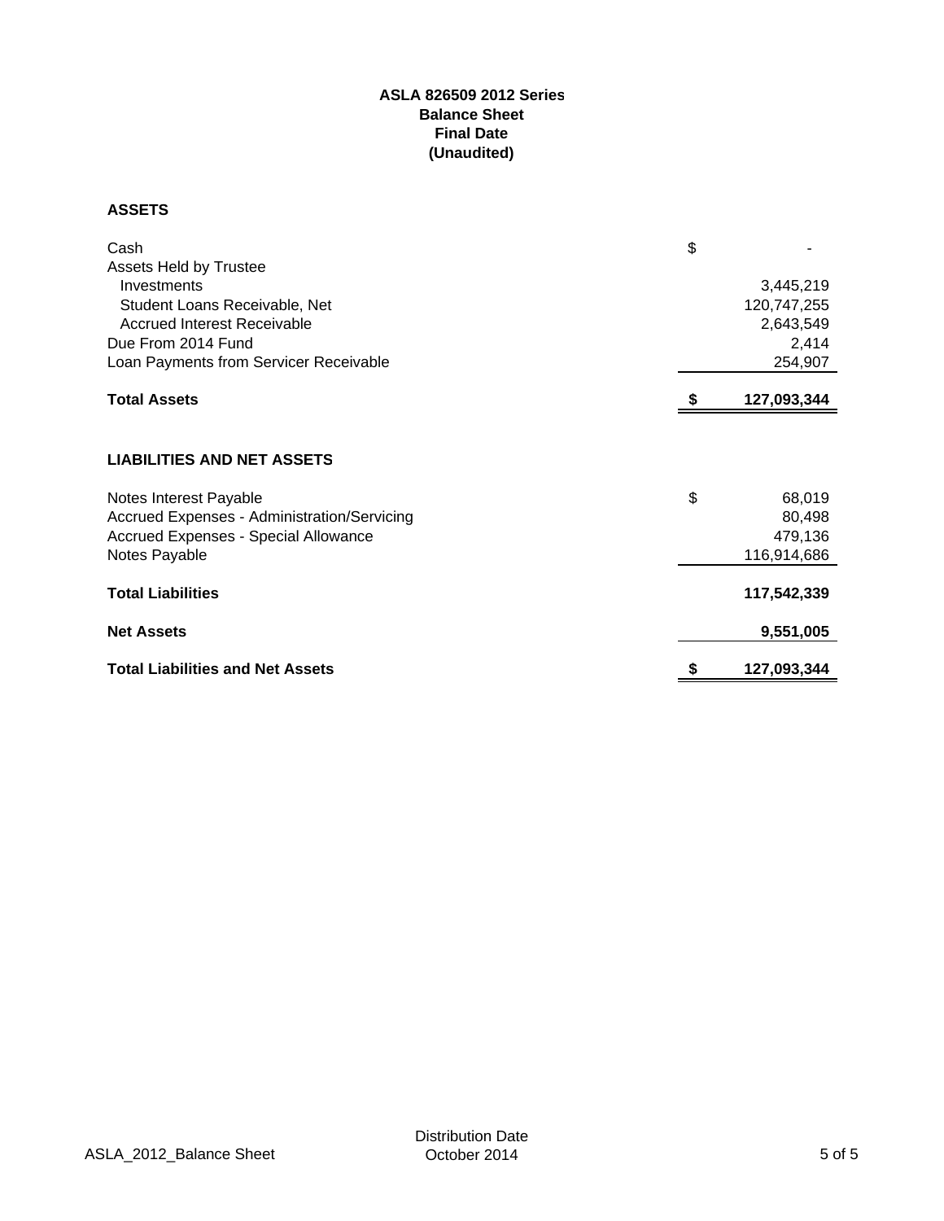**ASLA 826509 2012 Series**
**Balance Sheet**
**Final Date**
**(Unaudited)**

| | | |
|---|---|---|
| **ASSETS** | | |
| Cash | $ | - |
| Assets Held by Trustee | | |
| Investments | | 3,445,219 |
| Student Loans Receivable, Net | | 120,747,255 |
| Accrued Interest Receivable | | 2,643,549 |
| Due From 2014 Fund | | 2,414 |
| Loan Payments from Servicer Receivable | | 254,907 |
| **Total Assets** | **$** | **127,093,344** |
| | | |
| **LIABILITIES AND NET ASSETS** | | |
| Notes Interest Payable | $ | 68,019 |
| Accrued Expenses - Administration/Servicing | | 80,498 |
| Accrued Expenses - Special Allowance | | 479,136 |
| Notes Payable | | 116,914,686 |
| **Total Liabilities** | | **117,542,339** |
| **Net Assets** | | **9,551,005** |
| **Total Liabilities and Net Assets** | **$** | **127,093,344** |

ASLA_2012_Balance Sheet

Distribution Date
October 2014